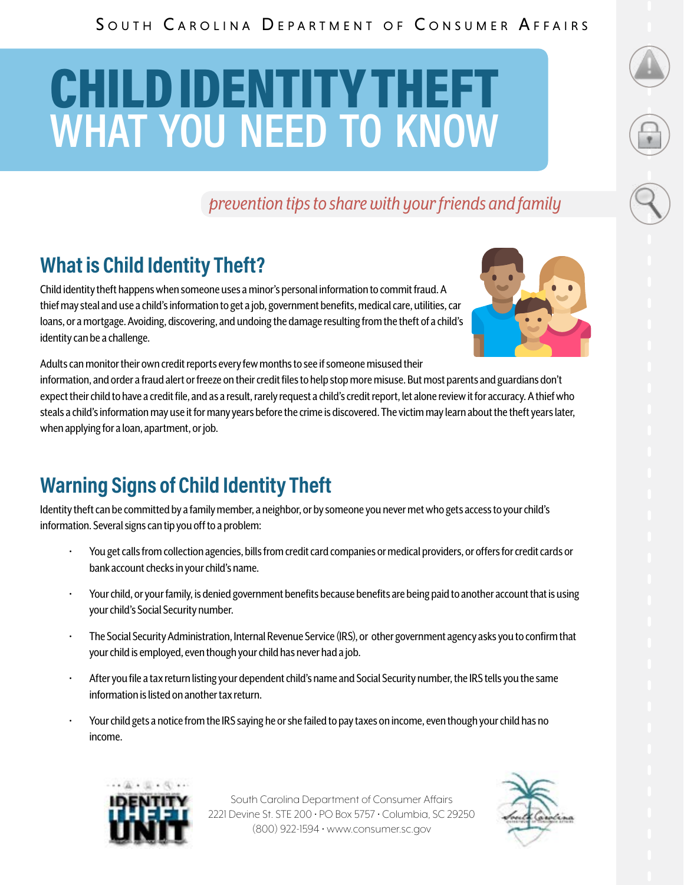South Carolina Department of Consumer Affairs

# CHILD IDENTITY THEFT WHAT YOU NEED TO KNOW

*prevention tips to share with your friends and family*

## What is Child Identity Theft?

Child identity theft happens when someone uses a minor's personal information to commit fraud. A thief may steal and use a child's information to get a job, government benefits, medical care, utilities, car loans, or a mortgage. Avoiding, discovering, and undoing the damage resulting from the theft of a child's identity can be a challenge.

Adults can monitor their own credit reports every few months to see if someone misused their information, and order a fraud alert or freeze on their credit files to help stop more misuse. But most parents and guardians don't expect their child to have a credit file, and as a result, rarely request a child's credit report, let alone review it for accuracy. A thief who steals a child's information may use it for many years before the crime is discovered. The victim may learn about the theft years later, when applying for a loan, apartment, or job.

## Warning Signs of Child Identity Theft

Identity theft can be committed by a family member, a neighbor, or by someone you never met who gets access to your child's information. Several signs can tip you off to a problem:

- You get calls from collection agencies, bills from credit card companies or medical providers, or offers for credit cards or bank account checks in your child's name.
- Your child, or your family, is denied government benefits because benefits are being paid to another account that is using your child's Social Security number.
- The Social Security Administration, Internal Revenue Service (IRS), or other government agency asks you to confirm that your child is employed, even though your child has never had a job.
- After you file a tax return listing your dependent child's name and Social Security number, the IRS tells you the same information is listed on another tax return.
- Your child gets a notice from the IRS saying he or she failed to pay taxes on income, even though your child has no income.

South Carolina Department of Consumer Affairs
2221 Devine St. STE 200 · PO Box 5757 · Columbia, SC 29250
(800) 922-1594 · www.consumer.sc.gov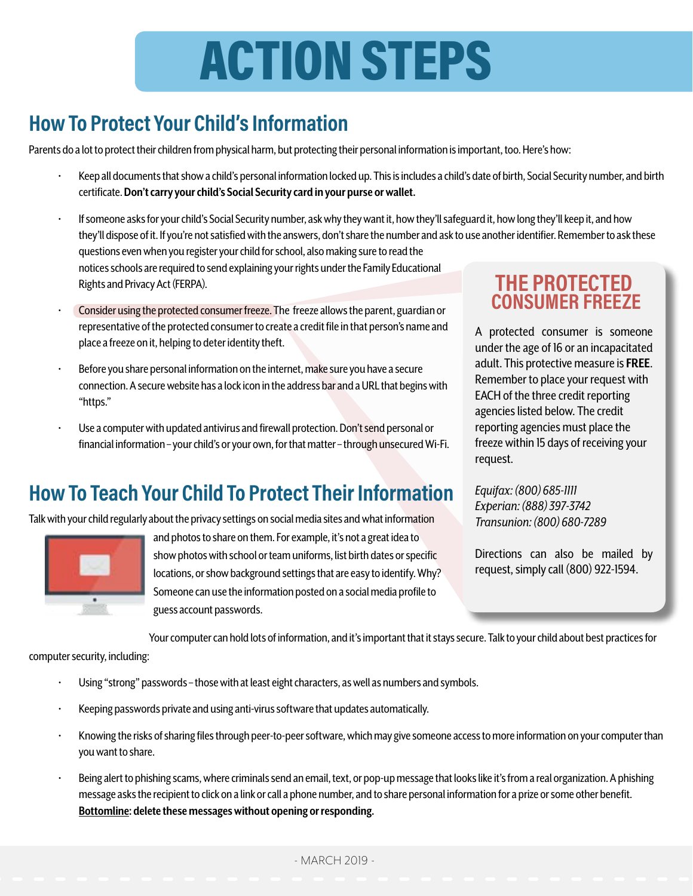# ACTION STEPS

## How To Protect Your Child's Information

Parents do a lot to protect their children from physical harm, but protecting their personal information is important, too. Here's how:

- Keep all documents that show a child's personal information locked up. This is includes a child's date of birth, Social Security number, and birth certificate. **Don't carry your child's Social Security card in your purse or wallet.**
- If someone asks for your child's Social Security number, ask why they want it, how they'll safeguard it, how long they'll keep it, and how they'll dispose of it. If you're not satisfied with the answers, don't share the number and ask to use another identifier. Remember to ask these questions even when you register your child for school, also making sure to read the notices schools are required to send explaining your rights under the Family Educational Rights and Privacy Act (FERPA).
- Consider using the protected consumer freeze. The freeze allows the parent, guardian or representative of the protected consumer to create a credit file in that person's name and place a freeze on it, helping to deter identity theft.
- Before you share personal information on the internet, make sure you have a secure connection. A secure website has a lock icon in the address bar and a URL that begins with "https."
- Use a computer with updated antivirus and firewall protection. Don't send personal or financial information – your child's or your own, for that matter – through unsecured Wi-Fi.

### THE PROTECTED CONSUMER FREEZE

A protected consumer is someone under the age of 16 or an incapacitated adult. This protective measure is **FREE**. Remember to place your request with EACH of the three credit reporting agencies listed below. The credit reporting agencies must place the freeze within 15 days of receiving your request.

*Equifax: (800) 685-1111*
*Experian: (888) 397-3742*
*Transunion: (800) 680-7289*

Directions can also be mailed by request, simply call (800) 922-1594.

## How To Teach Your Child To Protect Their Information

Talk with your child regularly about the privacy settings on social media sites and what information and photos to share on them. For example, it's not a great idea to show photos with school or team uniforms, list birth dates or specific locations, or show background settings that are easy to identify. Why? Someone can use the information posted on a social media profile to guess account passwords.

Your computer can hold lots of information, and it's important that it stays secure. Talk to your child about best practices for computer security, including:

- Using "strong" passwords – those with at least eight characters, as well as numbers and symbols.
- Keeping passwords private and using anti-virus software that updates automatically.
- Knowing the risks of sharing files through peer-to-peer software, which may give someone access to more information on your computer than you want to share.
- Being alert to phishing scams, where criminals send an email, text, or pop-up message that looks like it's from a real organization. A phishing message asks the recipient to click on a link or call a phone number, and to share personal information for a prize or some other benefit. **Bottomline: delete these messages without opening or responding.**